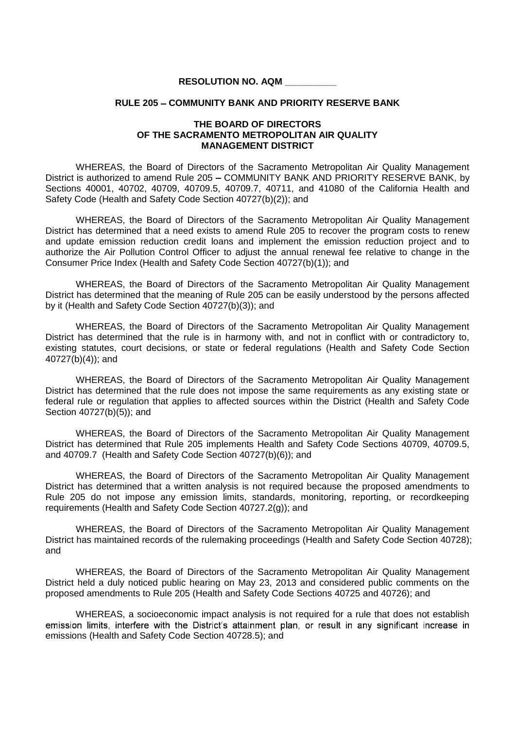**RESOLUTION NO. AQM __________**

**RULE 205 – COMMUNITY BANK AND PRIORITY RESERVE BANK**

**THE BOARD OF DIRECTORS
OF THE SACRAMENTO METROPOLITAN AIR QUALITY
MANAGEMENT DISTRICT**

WHEREAS, the Board of Directors of the Sacramento Metropolitan Air Quality Management District is authorized to amend Rule 205 – COMMUNITY BANK AND PRIORITY RESERVE BANK, by Sections 40001, 40702, 40709, 40709.5, 40709.7, 40711, and 41080 of the California Health and Safety Code (Health and Safety Code Section 40727(b)(2)); and

WHEREAS, the Board of Directors of the Sacramento Metropolitan Air Quality Management District has determined that a need exists to amend Rule 205 to recover the program costs to renew and update emission reduction credit loans and implement the emission reduction project and to authorize the Air Pollution Control Officer to adjust the annual renewal fee relative to change in the Consumer Price Index (Health and Safety Code Section 40727(b)(1)); and

WHEREAS, the Board of Directors of the Sacramento Metropolitan Air Quality Management District has determined that the meaning of Rule 205 can be easily understood by the persons affected by it (Health and Safety Code Section 40727(b)(3)); and

WHEREAS, the Board of Directors of the Sacramento Metropolitan Air Quality Management District has determined that the rule is in harmony with, and not in conflict with or contradictory to, existing statutes, court decisions, or state or federal regulations (Health and Safety Code Section 40727(b)(4)); and

WHEREAS, the Board of Directors of the Sacramento Metropolitan Air Quality Management District has determined that the rule does not impose the same requirements as any existing state or federal rule or regulation that applies to affected sources within the District (Health and Safety Code Section 40727(b)(5)); and

WHEREAS, the Board of Directors of the Sacramento Metropolitan Air Quality Management District has determined that Rule 205 implements Health and Safety Code Sections 40709, 40709.5, and 40709.7 (Health and Safety Code Section 40727(b)(6)); and

WHEREAS, the Board of Directors of the Sacramento Metropolitan Air Quality Management District has determined that a written analysis is not required because the proposed amendments to Rule 205 do not impose any emission limits, standards, monitoring, reporting, or recordkeeping requirements (Health and Safety Code Section 40727.2(g)); and

WHEREAS, the Board of Directors of the Sacramento Metropolitan Air Quality Management District has maintained records of the rulemaking proceedings (Health and Safety Code Section 40728); and

WHEREAS, the Board of Directors of the Sacramento Metropolitan Air Quality Management District held a duly noticed public hearing on May 23, 2013 and considered public comments on the proposed amendments to Rule 205 (Health and Safety Code Sections 40725 and 40726); and

WHEREAS, a socioeconomic impact analysis is not required for a rule that does not establish emission limits, interfere with the District's attainment plan, or result in any significant increase in emissions (Health and Safety Code Section 40728.5); and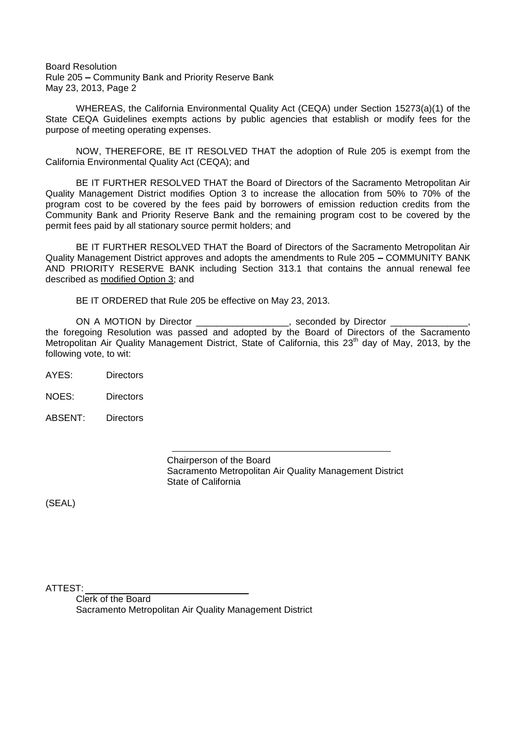WHEREAS, the California Environmental Quality Act (CEQA) under Section 15273(a)(1) of the State CEQA Guidelines exempts actions by public agencies that establish or modify fees for the purpose of meeting operating expenses.

NOW, THEREFORE, BE IT RESOLVED THAT the adoption of Rule 205 is exempt from the California Environmental Quality Act (CEQA); and

BE IT FURTHER RESOLVED THAT the Board of Directors of the Sacramento Metropolitan Air Quality Management District modifies Option 3 to increase the allocation from 50% to 70% of the program cost to be covered by the fees paid by borrowers of emission reduction credits from the Community Bank and Priority Reserve Bank and the remaining program cost to be covered by the permit fees paid by all stationary source permit holders; and

BE IT FURTHER RESOLVED THAT the Board of Directors of the Sacramento Metropolitan Air Quality Management District approves and adopts the amendments to Rule 205 – COMMUNITY BANK AND PRIORITY RESERVE BANK including Section 313.1 that contains the annual renewal fee described as modified Option 3; and

BE IT ORDERED that Rule 205 be effective on May 23, 2013.

ON A MOTION by Director __________________, seconded by Director _______________, the foregoing Resolution was passed and adopted by the Board of Directors of the Sacramento Metropolitan Air Quality Management District, State of California, this 23rd day of May, 2013, by the following vote, to wit:

AYES: Directors

NOES: Directors

ABSENT: Directors

_____________________________________________

Chairperson of the Board
Sacramento Metropolitan Air Quality Management District
State of California

(SEAL)

ATTEST: ________________________________

Clerk of the Board
Sacramento Metropolitan Air Quality Management District